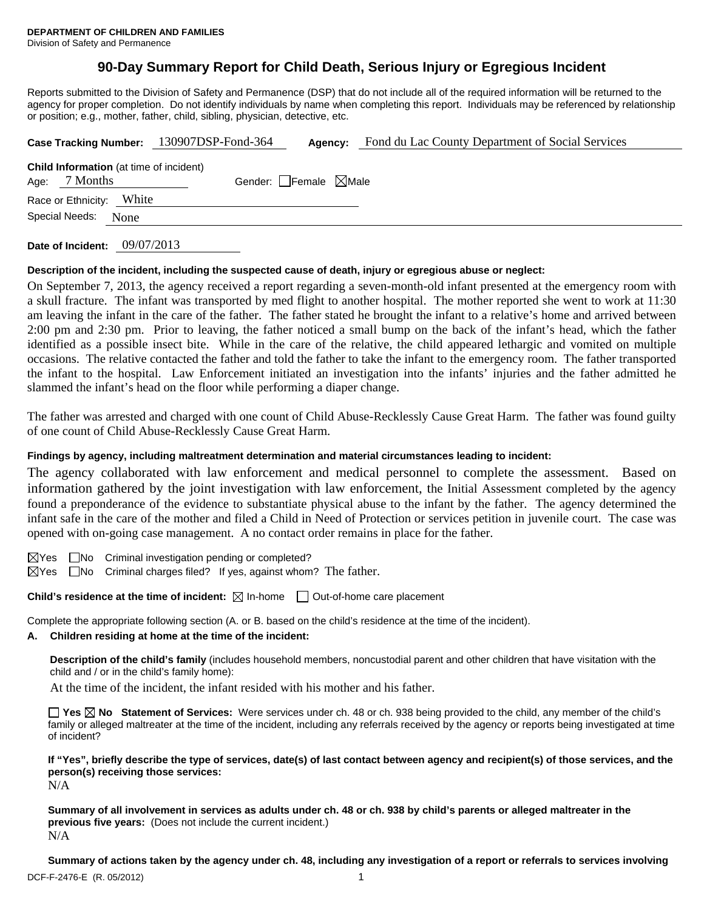**DEPARTMENT OF CHILDREN AND FAMILIES**
Division of Safety and Permanence

# 90-Day Summary Report for Child Death, Serious Injury or Egregious Incident

Reports submitted to the Division of Safety and Permanence (DSP) that do not include all of the required information will be returned to the agency for proper completion. Do not identify individuals by name when completing this report. Individuals may be referenced by relationship or position; e.g., mother, father, child, sibling, physician, detective, etc.

**Case Tracking Number:** 130907DSP-Fond-364 **Agency:** Fond du Lac County Department of Social Services

**Child Information** (at time of incident)
Age: 7 Months Gender: ☐Female ☒Male
Race or Ethnicity: White
Special Needs: None

**Date of Incident:** 09/07/2013

**Description of the incident, including the suspected cause of death, injury or egregious abuse or neglect:**

On September 7, 2013, the agency received a report regarding a seven-month-old infant presented at the emergency room with a skull fracture. The infant was transported by med flight to another hospital. The mother reported she went to work at 11:30 am leaving the infant in the care of the father. The father stated he brought the infant to a relative's home and arrived between 2:00 pm and 2:30 pm. Prior to leaving, the father noticed a small bump on the back of the infant's head, which the father identified as a possible insect bite. While in the care of the relative, the child appeared lethargic and vomited on multiple occasions. The relative contacted the father and told the father to take the infant to the emergency room. The father transported the infant to the hospital. Law Enforcement initiated an investigation into the infants' injuries and the father admitted he slammed the infant's head on the floor while performing a diaper change.

The father was arrested and charged with one count of Child Abuse-Recklessly Cause Great Harm. The father was found guilty of one count of Child Abuse-Recklessly Cause Great Harm.

**Findings by agency, including maltreatment determination and material circumstances leading to incident:**

The agency collaborated with law enforcement and medical personnel to complete the assessment. Based on information gathered by the joint investigation with law enforcement, the Initial Assessment completed by the agency found a preponderance of the evidence to substantiate physical abuse to the infant by the father. The agency determined the infant safe in the care of the mother and filed a Child in Need of Protection or services petition in juvenile court. The case was opened with on-going case management. A no contact order remains in place for the father.

☒Yes ☐No Criminal investigation pending or completed?
☒Yes ☐No Criminal charges filed? If yes, against whom? The father.

**Child's residence at the time of incident:** ☒ In-home ☐ Out-of-home care placement

Complete the appropriate following section (A. or B. based on the child's residence at the time of the incident).

**A. Children residing at home at the time of the incident:**

**Description of the child's family** (includes household members, noncustodial parent and other children that have visitation with the child and / or in the child's family home):

At the time of the incident, the infant resided with his mother and his father.

☐ **Yes** ☒ **No Statement of Services:** Were services under ch. 48 or ch. 938 being provided to the child, any member of the child's family or alleged maltreater at the time of the incident, including any referrals received by the agency or reports being investigated at time of incident?

**If "Yes", briefly describe the type of services, date(s) of last contact between agency and recipient(s) of those services, and the person(s) receiving those services:**
N/A

**Summary of all involvement in services as adults under ch. 48 or ch. 938 by child's parents or alleged maltreater in the previous five years:** (Does not include the current incident.)
N/A

**Summary of actions taken by the agency under ch. 48, including any investigation of a report or referrals to services involving**

DCF-F-2476-E (R. 05/2012)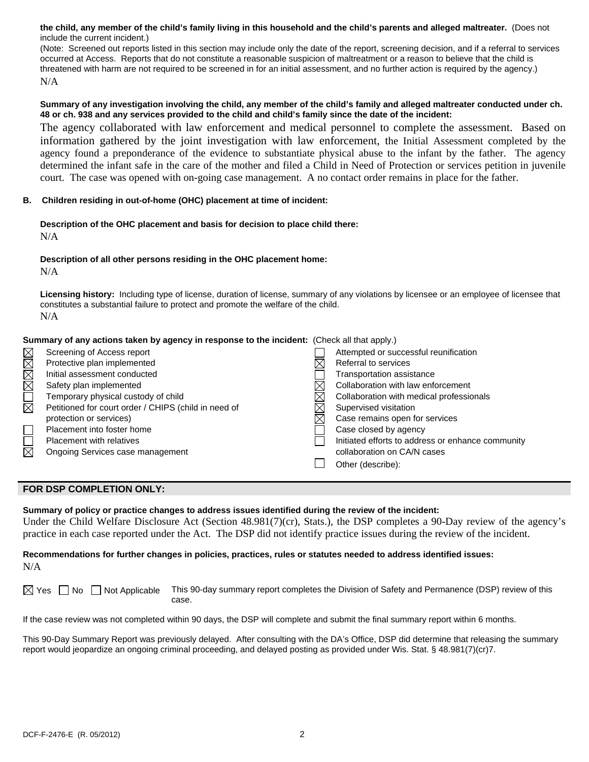**the child, any member of the child's family living in this household and the child's parents and alleged maltreater.** (Does not include the current incident.)

(Note: Screened out reports listed in this section may include only the date of the report, screening decision, and if a referral to services occurred at Access. Reports that do not constitute a reasonable suspicion of maltreatment or a reason to believe that the child is threatened with harm are not required to be screened in for an initial assessment, and no further action is required by the agency.)

N/A

**Summary of any investigation involving the child, any member of the child's family and alleged maltreater conducted under ch. 48 or ch. 938 and any services provided to the child and child's family since the date of the incident:**

The agency collaborated with law enforcement and medical personnel to complete the assessment. Based on information gathered by the joint investigation with law enforcement, the Initial Assessment completed by the agency found a preponderance of the evidence to substantiate physical abuse to the infant by the father. The agency determined the infant safe in the care of the mother and filed a Child in Need of Protection or services petition in juvenile court. The case was opened with on-going case management. A no contact order remains in place for the father.

**B. Children residing in out-of-home (OHC) placement at time of incident:**

**Description of the OHC placement and basis for decision to place child there:**

N/A

**Description of all other persons residing in the OHC placement home:**

N/A

**Licensing history:** Including type of license, duration of license, summary of any violations by licensee or an employee of licensee that constitutes a substantial failure to protect and promote the welfare of the child.

N/A

**Summary of any actions taken by agency in response to the incident:** (Check all that apply.)

- ☒ Screening of Access report
- ☒ Protective plan implemented
- ☒ Initial assessment conducted
- ☒ Safety plan implemented
- ☐ Temporary physical custody of child
- ☒ Petitioned for court order / CHIPS (child in need of protection or services)
- ☐ Placement into foster home
- ☐ Placement with relatives
- ☒ Ongoing Services case management
- ☐ Attempted or successful reunification
- ☒ Referral to services
- ☐ Transportation assistance
- ☒ Collaboration with law enforcement
- ☒ Collaboration with medical professionals
- ☒ Supervised visitation
- ☒ Case remains open for services
- ☐ Case closed by agency
- ☐ Initiated efforts to address or enhance community collaboration on CA/N cases
- ☐ Other (describe):

## FOR DSP COMPLETION ONLY:

**Summary of policy or practice changes to address issues identified during the review of the incident:**

Under the Child Welfare Disclosure Act (Section 48.981(7)(cr), Stats.), the DSP completes a 90-Day review of the agency's practice in each case reported under the Act. The DSP did not identify practice issues during the review of the incident.

**Recommendations for further changes in policies, practices, rules or statutes needed to address identified issues:**

N/A

☒ Yes ☐ No ☐ Not Applicable This 90-day summary report completes the Division of Safety and Permanence (DSP) review of this case.

If the case review was not completed within 90 days, the DSP will complete and submit the final summary report within 6 months.

This 90-Day Summary Report was previously delayed. After consulting with the DA's Office, DSP did determine that releasing the summary report would jeopardize an ongoing criminal proceeding, and delayed posting as provided under Wis. Stat. § 48.981(7)(cr)7.

DCF-F-2476-E (R. 05/2012)